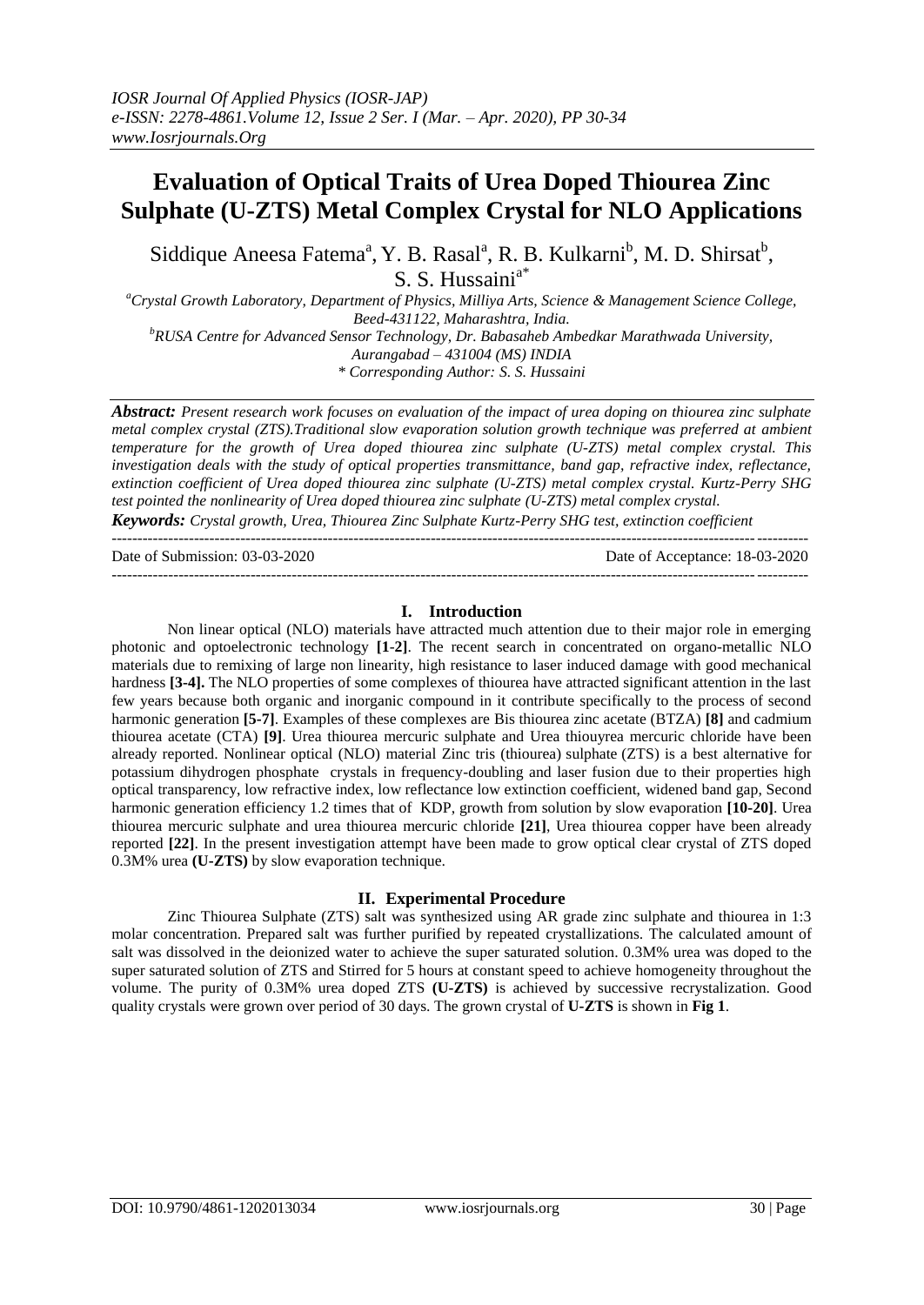# Evaluation of Optical Traits of Urea Doped Thiourea Zinc Sulphate (U-ZTS) Metal Complex Crystal for NLO Applications

Siddique Aneesa Fatema[a], Y. B. Rasal[a], R. B. Kulkarni[b], M. D. Shirsat[b], S. S. Hussaini[a*]

[a]Crystal Growth Laboratory, Department of Physics, Milliya Arts, Science & Management Science College, Beed-431122, Maharashtra, India.
[b]RUSA Centre for Advanced Sensor Technology, Dr. Babasaheb Ambedkar Marathwada University, Aurangabad – 431004 (MS) INDIA
* Corresponding Author: S. S. Hussaini

***Abstract:*** *Present research work focuses on evaluation of the impact of urea doping on thiourea zinc sulphate metal complex crystal (ZTS).Traditional slow evaporation solution growth technique was preferred at ambient temperature for the growth of Urea doped thiourea zinc sulphate (U-ZTS) metal complex crystal. This investigation deals with the study of optical properties transmittance, band gap, refractive index, reflectance, extinction coefficient of Urea doped thiourea zinc sulphate (U-ZTS) metal complex crystal. Kurtz-Perry SHG test pointed the nonlinearity of Urea doped thiourea zinc sulphate (U-ZTS) metal complex crystal.*

***Keywords:*** *Crystal growth, Urea, Thiourea Zinc Sulphate Kurtz-Perry SHG test, extinction coefficient*

---

Date of Submission: 03-03-2020 Date of Acceptance: 18-03-2020

---

## I. Introduction

Non linear optical (NLO) materials have attracted much attention due to their major role in emerging photonic and optoelectronic technology **[1-2]**. The recent search in concentrated on organo-metallic NLO materials due to remixing of large non linearity, high resistance to laser induced damage with good mechanical hardness **[3-4].** The NLO properties of some complexes of thiourea have attracted significant attention in the last few years because both organic and inorganic compound in it contribute specifically to the process of second harmonic generation **[5-7]**. Examples of these complexes are Bis thiourea zinc acetate (BTZA) **[8]** and cadmium thiourea acetate (CTA) **[9]**. Urea thiourea mercuric sulphate and Urea thiouyrea mercuric chloride have been already reported. Nonlinear optical (NLO) material Zinc tris (thiourea) sulphate (ZTS) is a best alternative for potassium dihydrogen phosphate crystals in frequency-doubling and laser fusion due to their properties high optical transparency, low refractive index, low reflectance low extinction coefficient, widened band gap, Second harmonic generation efficiency 1.2 times that of KDP, growth from solution by slow evaporation **[10-20]**. Urea thiourea mercuric sulphate and urea thiourea mercuric chloride **[21]**, Urea thiourea copper have been already reported **[22]**. In the present investigation attempt have been made to grow optical clear crystal of ZTS doped 0.3M% urea **(U-ZTS)** by slow evaporation technique.

## II. Experimental Procedure

Zinc Thiourea Sulphate (ZTS) salt was synthesized using AR grade zinc sulphate and thiourea in 1:3 molar concentration. Prepared salt was further purified by repeated crystallizations. The calculated amount of salt was dissolved in the deionized water to achieve the super saturated solution. 0.3M% urea was doped to the super saturated solution of ZTS and Stirred for 5 hours at constant speed to achieve homogeneity throughout the volume. The purity of 0.3M% urea doped ZTS **(U-ZTS)** is achieved by successive recrystalization. Good quality crystals were grown over period of 30 days. The grown crystal of **U-ZTS** is shown in **Fig 1**.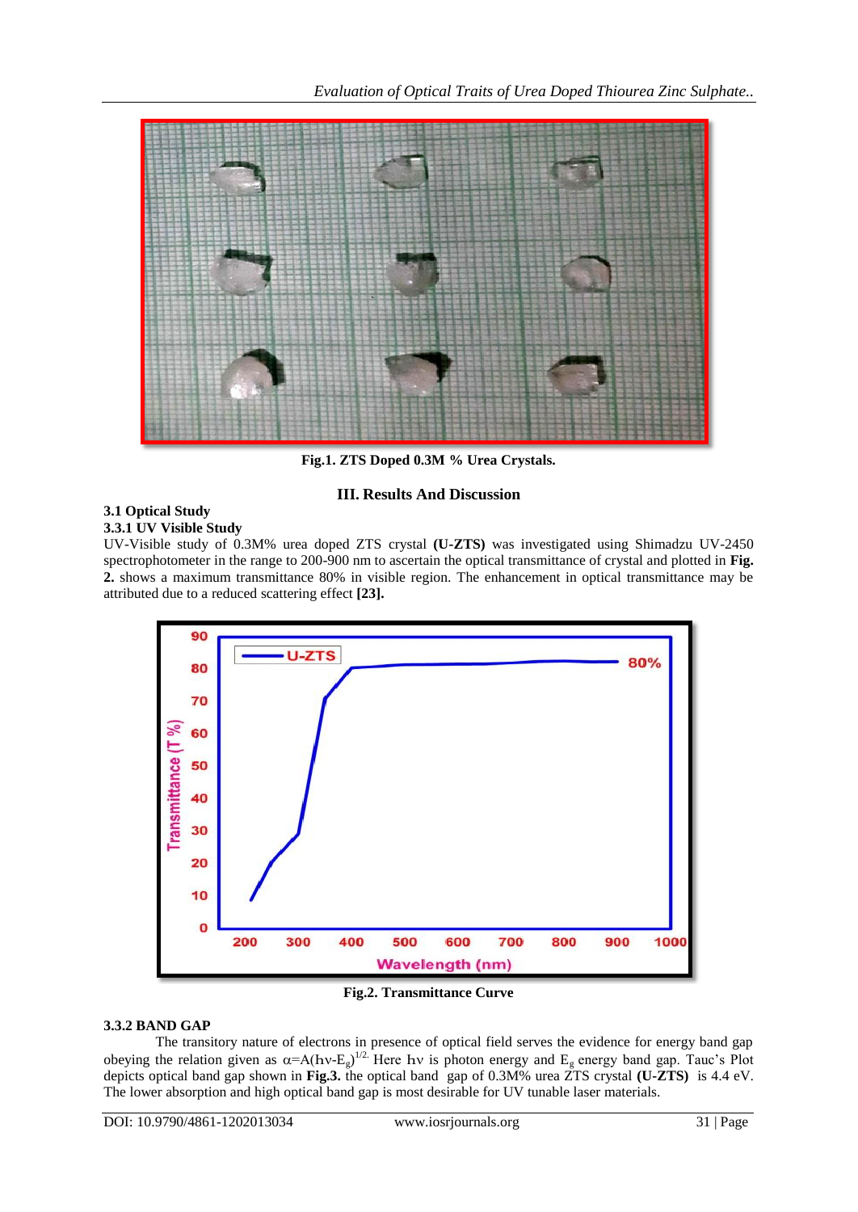Fig.1. ZTS Doped 0.3M % Urea Crystals.

## III. Results And Discussion

### 3.1 Optical Study

#### 3.3.1 UV Visible Study

UV-Visible study of 0.3M% urea doped ZTS crystal **(U-ZTS)** was investigated using Shimadzu UV-2450 spectrophotometer in the range to 200-900 nm to ascertain the optical transmittance of crystal and plotted in **Fig. 2.** shows a maximum transmittance 80% in visible region. The enhancement in optical transmittance may be attributed due to a reduced scattering effect **[23].**

Fig.2. Transmittance Curve

#### 3.3.2 BAND GAP

The transitory nature of electrons in presence of optical field serves the evidence for energy band gap obeying the relation given as $\alpha = A(h\nu - E_g)^{1/2}$. Here $h\nu$ is photon energy and $E_g$ energy band gap. Tauc's Plot depicts optical band gap shown in **Fig.3.** the optical band gap of 0.3M% urea ZTS crystal **(U-ZTS)** is 4.4 eV. The lower absorption and high optical band gap is most desirable for UV tunable laser materials.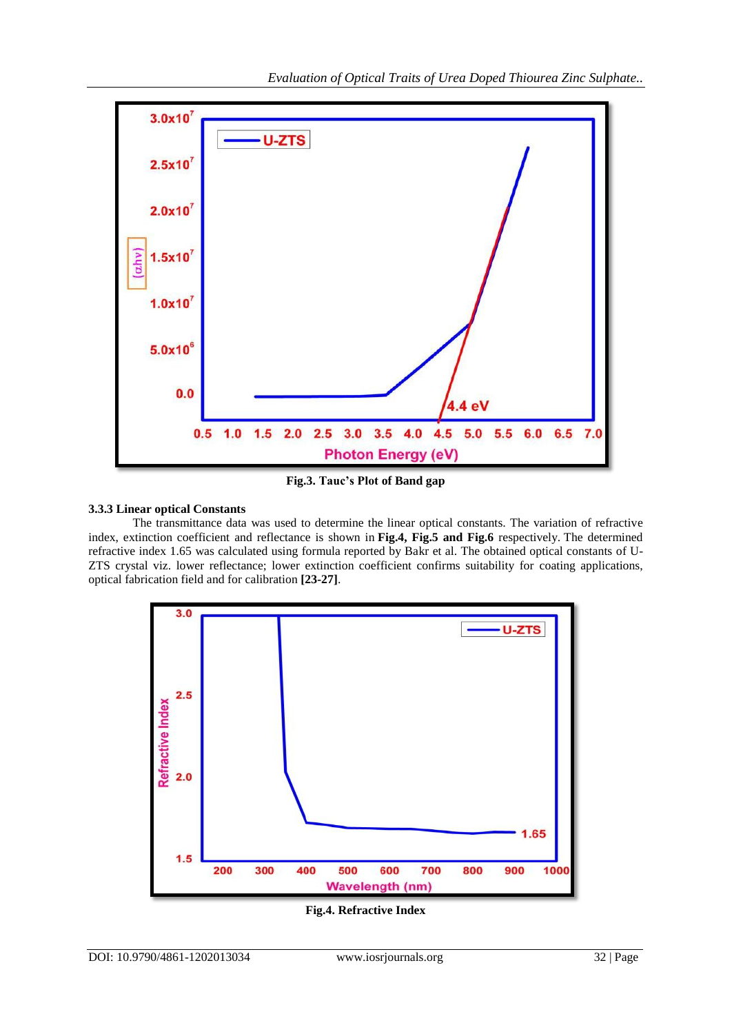Fig.3. Tauc's Plot of Band gap

### 3.3.3 Linear optical Constants

The transmittance data was used to determine the linear optical constants. The variation of refractive index, extinction coefficient and reflectance is shown in **Fig.4, Fig.5 and Fig.6** respectively. The determined refractive index 1.65 was calculated using formula reported by Bakr et al. The obtained optical constants of U-ZTS crystal viz. lower reflectance; lower extinction coefficient confirms suitability for coating applications, optical fabrication field and for calibration **[23-27]**.

Fig.4. Refractive Index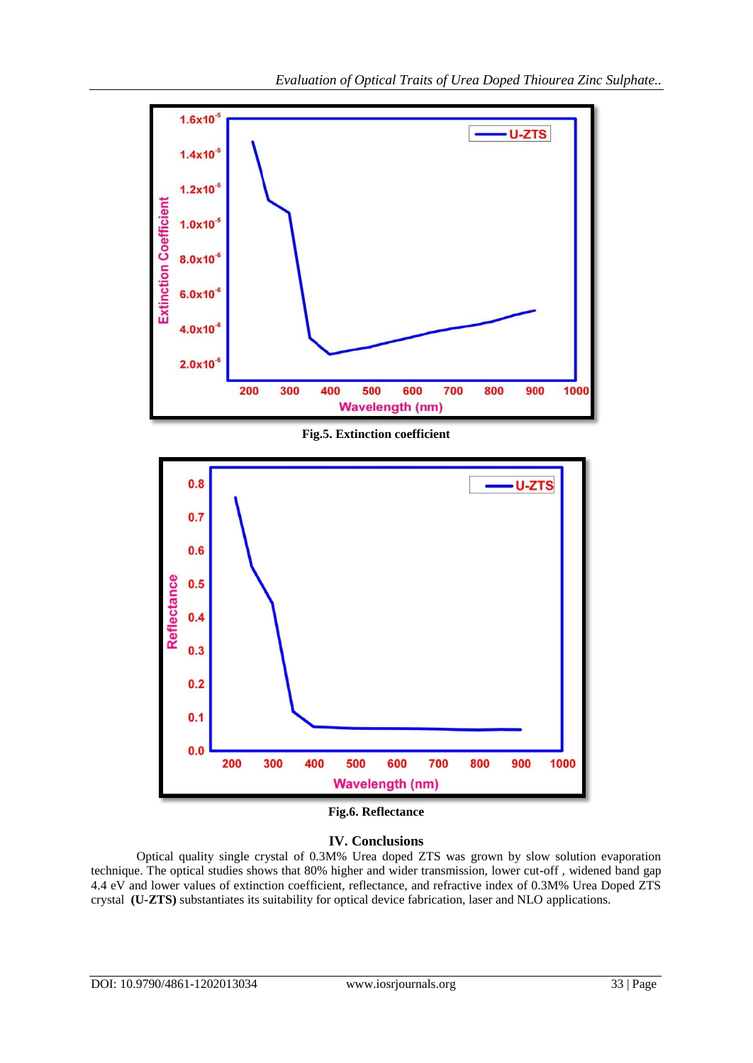Fig.5. Extinction coefficient

Fig.6. Reflectance

## IV. Conclusions

Optical quality single crystal of 0.3M% Urea doped ZTS was grown by slow solution evaporation technique. The optical studies shows that 80% higher and wider transmission, lower cut-off , widened band gap 4.4 eV and lower values of extinction coefficient, reflectance, and refractive index of 0.3M% Urea Doped ZTS crystal **(U-ZTS)** substantiates its suitability for optical device fabrication, laser and NLO applications.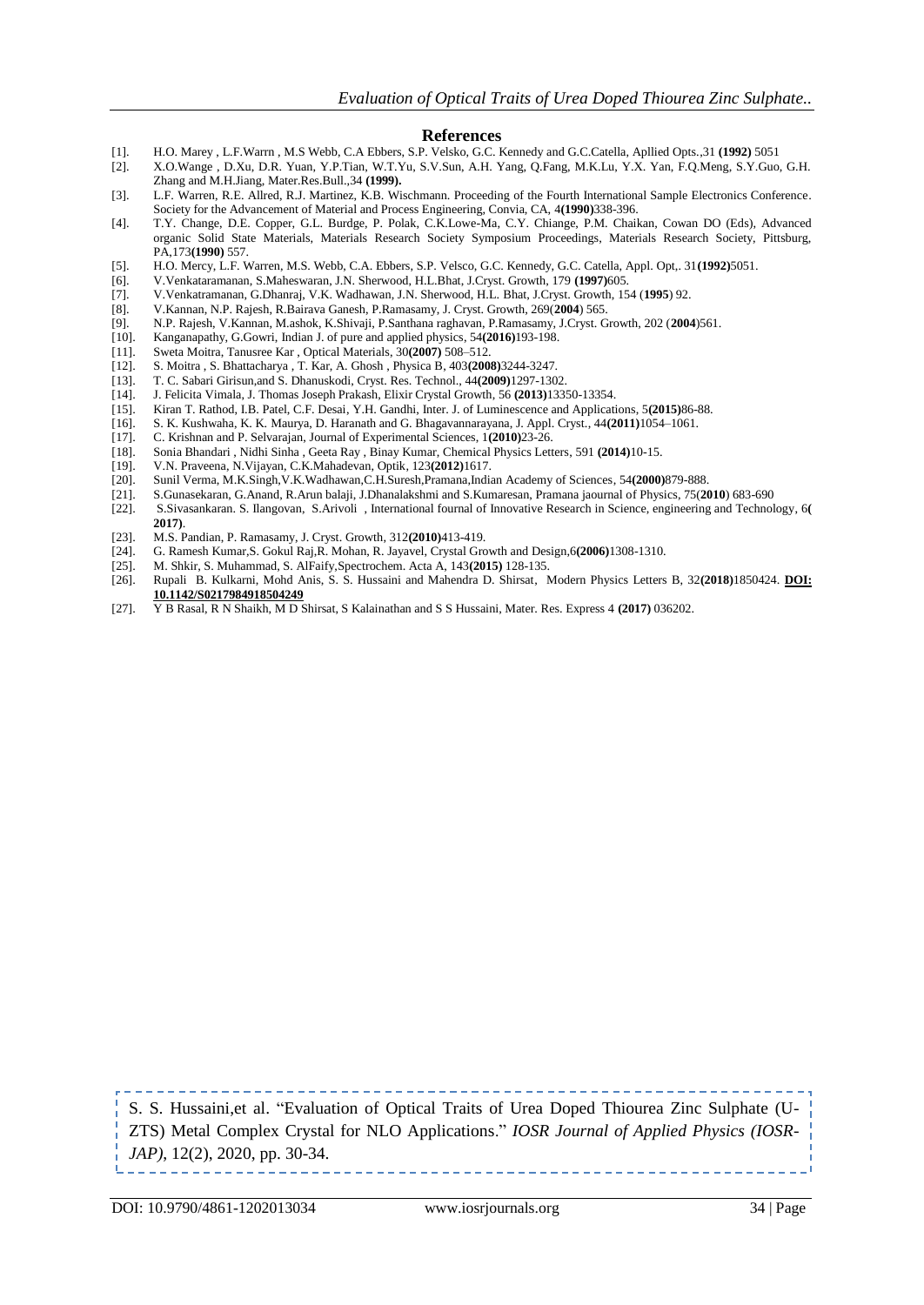# References

[1]. H.O. Marey , L.F.Warrn , M.S Webb, C.A Ebbers, S.P. Velsko, G.C. Kennedy and G.C.Catella, Apllied Opts.,31 **(1992)** 5051

[2]. X.O.Wange , D.Xu, D.R. Yuan, Y.P.Tian, W.T.Yu, S.V.Sun, A.H. Yang, Q.Fang, M.K.Lu, Y.X. Yan, F.Q.Meng, S.Y.Guo, G.H. Zhang and M.H.Jiang, Mater.Res.Bull.,34 **(1999).**

[3]. L.F. Warren, R.E. Allred, R.J. Martinez, K.B. Wischmann. Proceeding of the Fourth International Sample Electronics Conference. Society for the Advancement of Material and Process Engineering, Convia, CA, 4**(1990)**338-396.

[4]. T.Y. Change, D.E. Copper, G.L. Burdge, P. Polak, C.K.Lowe-Ma, C.Y. Chiange, P.M. Chaikan, Cowan DO (Eds), Advanced organic Solid State Materials, Materials Research Society Symposium Proceedings, Materials Research Society, Pittsburg, PA,173**(1990)** 557.

[5]. H.O. Mercy, L.F. Warren, M.S. Webb, C.A. Ebbers, S.P. Velsco, G.C. Kennedy, G.C. Catella, Appl. Opt,. 31**(1992)**5051.

[6]. V.Venkataramanan, S.Maheswaran, J.N. Sherwood, H.L.Bhat, J.Cryst. Growth, 179 **(1997)**605.

[7]. V.Venkatramanan, G.Dhanraj, V.K. Wadhawan, J.N. Sherwood, H.L. Bhat, J.Cryst. Growth, 154 (**1995**) 92.

[8]. V.Kannan, N.P. Rajesh, R.Bairava Ganesh, P.Ramasamy, J. Cryst. Growth, 269(**2004**) 565.

[9]. N.P. Rajesh, V.Kannan, M.ashok, K.Shivaji, P.Santhana raghavan, P.Ramasamy, J.Cryst. Growth, 202 (**2004**)561.

[10]. Kanganapathy, G.Gowri, Indian J. of pure and applied physics, 54**(2016)**193-198.

[11]. Sweta Moitra, Tanusree Kar , Optical Materials, 30**(2007)** 508–512.

[12]. S. Moitra , S. Bhattacharya , T. Kar, A. Ghosh , Physica B, 403**(2008)**3244-3247.

[13]. T. C. Sabari Girisun,and S. Dhanuskodi, Cryst. Res. Technol., 44**(2009)**1297-1302.

[14]. J. Felicita Vimala, J. Thomas Joseph Prakash, Elixir Crystal Growth, 56 **(2013)**13350-13354.

[15]. Kiran T. Rathod, I.B. Patel, C.F. Desai, Y.H. Gandhi, Inter. J. of Luminescence and Applications, 5**(2015)**86-88.

[16]. S. K. Kushwaha, K. K. Maurya, D. Haranath and G. Bhagavannarayana, J. Appl. Cryst., 44**(2011)**1054–1061.

[17]. C. Krishnan and P. Selvarajan, Journal of Experimental Sciences, 1**(2010)**23-26.

[18]. Sonia Bhandari , Nidhi Sinha , Geeta Ray , Binay Kumar, Chemical Physics Letters, 591 **(2014)**10-15.

[19]. V.N. Praveena, N.Vijayan, C.K.Mahadevan, Optik, 123**(2012)**1617.

[20]. Sunil Verma, M.K.Singh,V.K.Wadhawan,C.H.Suresh,Pramana,Indian Academy of Sciences, 54**(2000)**879-888.

[21]. S.Gunasekaran, G.Anand, R.Arun balaji, J.Dhanalakshmi and S.Kumaresan, Pramana jaournal of Physics, 75(**2010**) 683-690

[22]. S.Sivasankaran. S. Ilangovan, S.Arivoli , International fournal of Innovative Research in Science, engineering and Technology, 6**( 2017)**.

[23]. M.S. Pandian, P. Ramasamy, J. Cryst. Growth, 312**(2010)**413-419.

[24]. G. Ramesh Kumar,S. Gokul Raj,R. Mohan, R. Jayavel, Crystal Growth and Design,6**(2006)**1308-1310.

[25]. M. Shkir, S. Muhammad, S. AlFaify,Spectrochem. Acta A, 143**(2015)** 128-135.

[26]. Rupali B. Kulkarni, Mohd Anis, S. S. Hussaini and Mahendra D. Shirsat, Modern Physics Letters B, 32**(2018)**1850424. **DOI: 10.1142/S0217984918504249**

[27]. Y B Rasal, R N Shaikh, M D Shirsat, S Kalainathan and S S Hussaini, Mater. Res. Express 4 **(2017)** 036202.

S. S. Hussaini,et al. "Evaluation of Optical Traits of Urea Doped Thiourea Zinc Sulphate (U-ZTS) Metal Complex Crystal for NLO Applications." *IOSR Journal of Applied Physics (IOSR-JAP)*, 12(2), 2020, pp. 30-34.